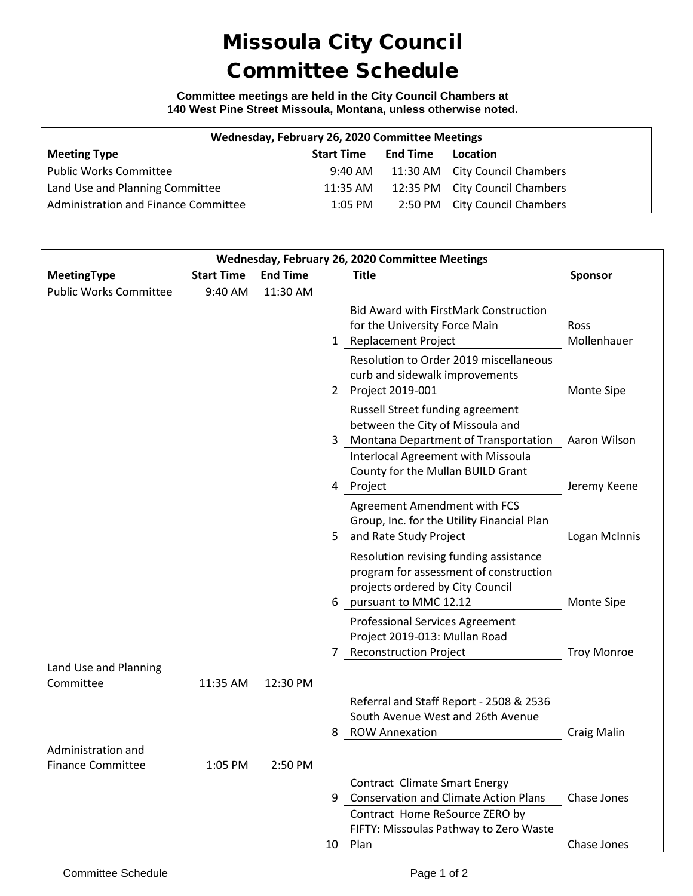# Missoula City Council
# Committee Schedule

**Committee meetings are held in the City Council Chambers at 140 West Pine Street Missoula, Montana, unless otherwise noted.**

| Wednesday, February 26, 2020 Committee Meetings | | | |
|---|---|---|---|
| **Meeting Type** | **Start Time** | **End Time** | **Location** |
| Public Works Committee | 9:40 AM | 11:30 AM | City Council Chambers |
| Land Use and Planning Committee | 11:35 AM | 12:35 PM | City Council Chambers |
| Administration and Finance Committee | 1:05 PM | 2:50 PM | City Council Chambers |

| Wednesday, February 26, 2020 Committee Meetings | | | | | |
|---|---|---|---|---|---|
| **MeetingType** | **Start Time** | **End Time** | | **Title** | **Sponsor** |
| Public Works Committee | 9:40 AM | 11:30 AM | | | |
| | | | 1 | Bid Award with FirstMark Construction for the University Force Main Replacement Project | Ross Mollenhauer |
| | | | 2 | Resolution to Order 2019 miscellaneous curb and sidewalk improvements Project 2019-001 | Monte Sipe |
| | | | 3 | Russell Street funding agreement between the City of Missoula and Montana Department of Transportation | Aaron Wilson |
| | | | 4 | Interlocal Agreement with Missoula County for the Mullan BUILD Grant Project | Jeremy Keene |
| | | | 5 | Agreement Amendment with FCS Group, Inc. for the Utility Financial Plan and Rate Study Project | Logan McInnis |
| | | | 6 | Resolution revising funding assistance program for assessment of construction projects ordered by City Council pursuant to MMC 12.12 | Monte Sipe |
| | | | 7 | Professional Services Agreement Project 2019-013: Mullan Road Reconstruction Project | Troy Monroe |
| Land Use and Planning Committee | 11:35 AM | 12:30 PM | | | |
| | | | 8 | Referral and Staff Report - 2508 & 2536 South Avenue West and 26th Avenue ROW Annexation | Craig Malin |
| Administration and Finance Committee | 1:05 PM | 2:50 PM | | | |
| | | | 9 | Contract Climate Smart Energy Conservation and Climate Action Plans | Chase Jones |
| | | | 10 | Contract Home ReSource ZERO by FIFTY: Missoulas Pathway to Zero Waste Plan | Chase Jones |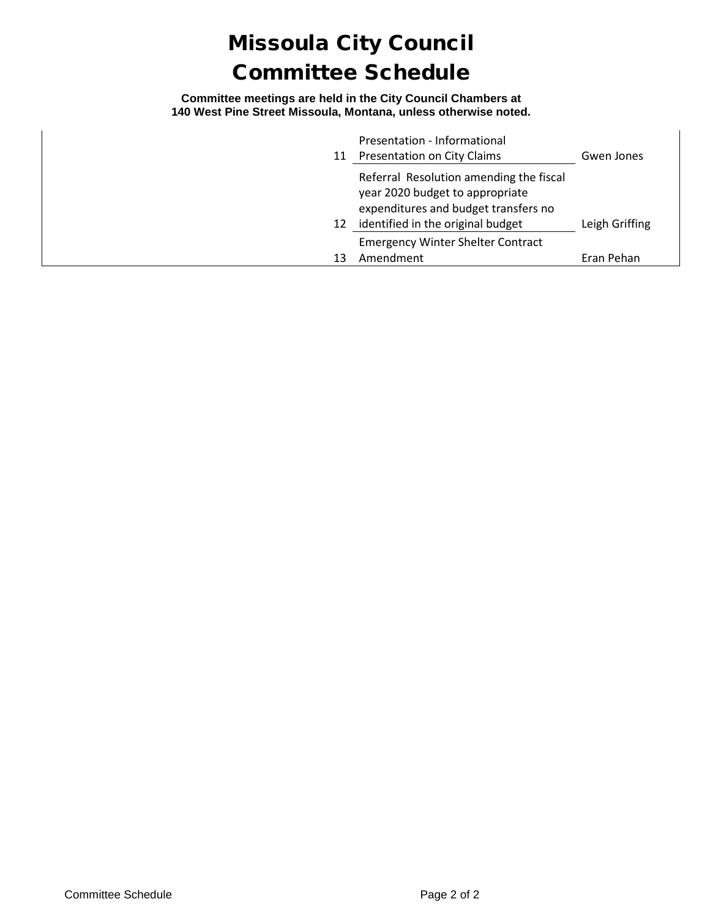# Missoula City Council

# Committee Schedule

**Committee meetings are held in the City Council Chambers at 140 West Pine Street Missoula, Montana, unless otherwise noted.**

| | | | |
|---|---|---|---|
| | 11 | Presentation - Informational Presentation on City Claims | Gwen Jones |
| | 12 | Referral Resolution amending the fiscal year 2020 budget to appropriate expenditures and budget transfers no identified in the original budget | Leigh Griffing |
| | 13 | Emergency Winter Shelter Contract Amendment | Eran Pehan |